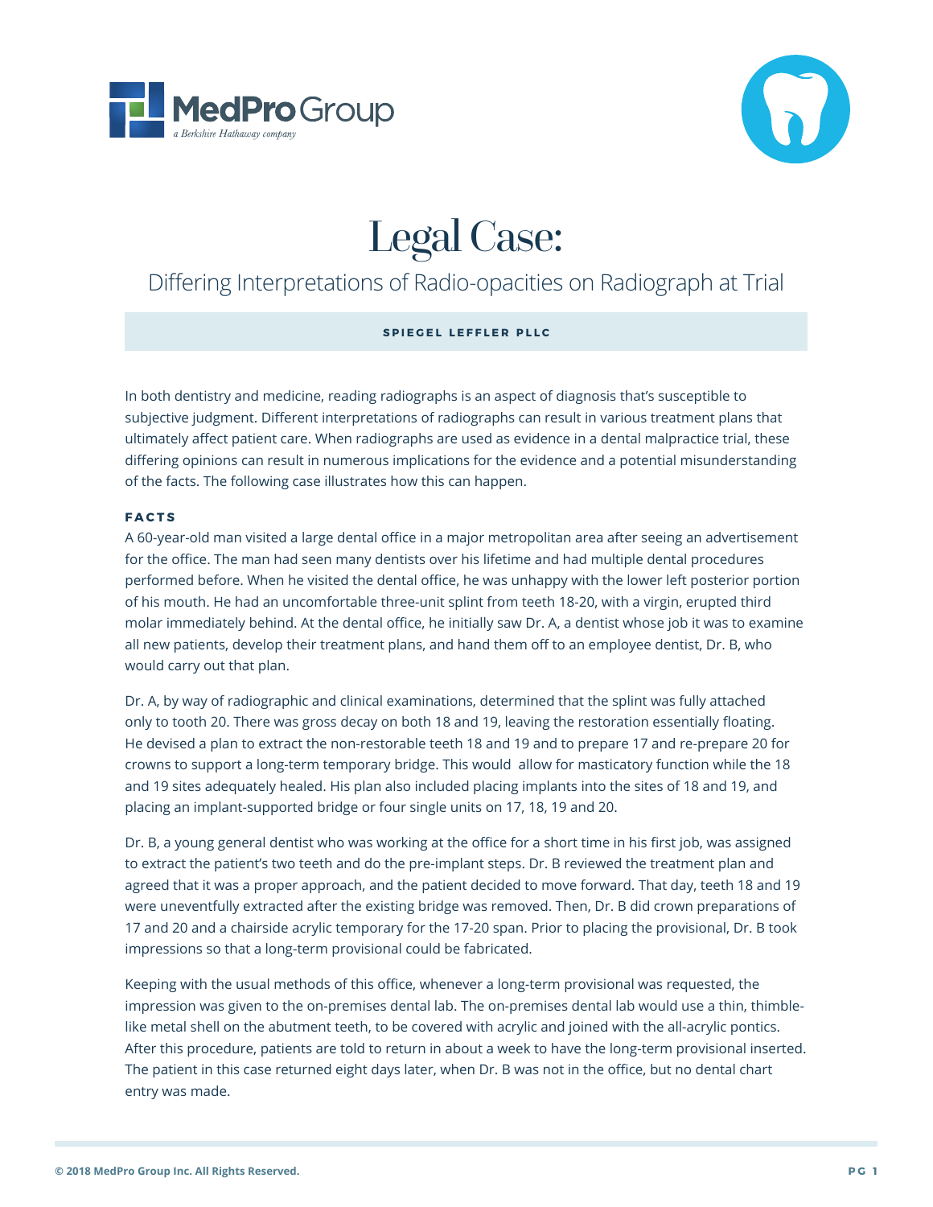# Legal Case:

## Differing Interpretations of Radio-opacities on Radiograph at Trial

**SPIEGEL LEFFLER PLLC**

In both dentistry and medicine, reading radiographs is an aspect of diagnosis that's susceptible to subjective judgment. Different interpretations of radiographs can result in various treatment plans that ultimately affect patient care. When radiographs are used as evidence in a dental malpractice trial, these differing opinions can result in numerous implications for the evidence and a potential misunderstanding of the facts. The following case illustrates how this can happen.

### FACTS

A 60-year-old man visited a large dental office in a major metropolitan area after seeing an advertisement for the office. The man had seen many dentists over his lifetime and had multiple dental procedures performed before. When he visited the dental office, he was unhappy with the lower left posterior portion of his mouth. He had an uncomfortable three-unit splint from teeth 18-20, with a virgin, erupted third molar immediately behind. At the dental office, he initially saw Dr. A, a dentist whose job it was to examine all new patients, develop their treatment plans, and hand them off to an employee dentist, Dr. B, who would carry out that plan.

Dr. A, by way of radiographic and clinical examinations, determined that the splint was fully attached only to tooth 20. There was gross decay on both 18 and 19, leaving the restoration essentially floating. He devised a plan to extract the non-restorable teeth 18 and 19 and to prepare 17 and re-prepare 20 for crowns to support a long-term temporary bridge. This would allow for masticatory function while the 18 and 19 sites adequately healed. His plan also included placing implants into the sites of 18 and 19, and placing an implant-supported bridge or four single units on 17, 18, 19 and 20.

Dr. B, a young general dentist who was working at the office for a short time in his first job, was assigned to extract the patient's two teeth and do the pre-implant steps. Dr. B reviewed the treatment plan and agreed that it was a proper approach, and the patient decided to move forward. That day, teeth 18 and 19 were uneventfully extracted after the existing bridge was removed. Then, Dr. B did crown preparations of 17 and 20 and a chairside acrylic temporary for the 17-20 span. Prior to placing the provisional, Dr. B took impressions so that a long-term provisional could be fabricated.

Keeping with the usual methods of this office, whenever a long-term provisional was requested, the impression was given to the on-premises dental lab. The on-premises dental lab would use a thin, thimble-like metal shell on the abutment teeth, to be covered with acrylic and joined with the all-acrylic pontics. After this procedure, patients are told to return in about a week to have the long-term provisional inserted. The patient in this case returned eight days later, when Dr. B was not in the office, but no dental chart entry was made.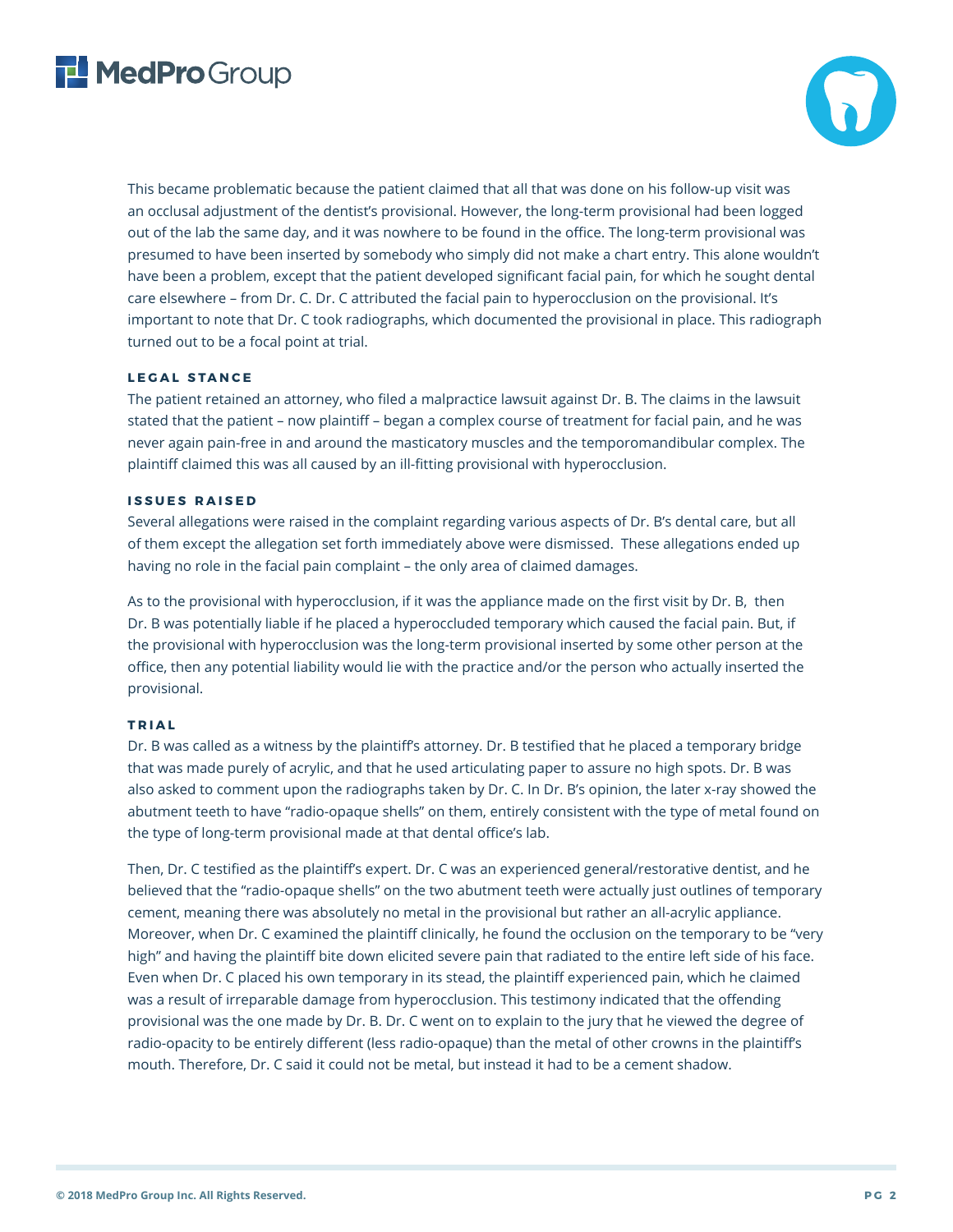This became problematic because the patient claimed that all that was done on his follow-up visit was an occlusal adjustment of the dentist's provisional. However, the long-term provisional had been logged out of the lab the same day, and it was nowhere to be found in the office. The long-term provisional was presumed to have been inserted by somebody who simply did not make a chart entry. This alone wouldn't have been a problem, except that the patient developed significant facial pain, for which he sought dental care elsewhere – from Dr. C. Dr. C attributed the facial pain to hyperocclusion on the provisional. It's important to note that Dr. C took radiographs, which documented the provisional in place. This radiograph turned out to be a focal point at trial.

### LEGAL STANCE

The patient retained an attorney, who filed a malpractice lawsuit against Dr. B. The claims in the lawsuit stated that the patient – now plaintiff – began a complex course of treatment for facial pain, and he was never again pain-free in and around the masticatory muscles and the temporomandibular complex. The plaintiff claimed this was all caused by an ill-fitting provisional with hyperocclusion.

### ISSUES RAISED

Several allegations were raised in the complaint regarding various aspects of Dr. B's dental care, but all of them except the allegation set forth immediately above were dismissed. These allegations ended up having no role in the facial pain complaint – the only area of claimed damages.

As to the provisional with hyperocclusion, if it was the appliance made on the first visit by Dr. B, then Dr. B was potentially liable if he placed a hyperoccluded temporary which caused the facial pain. But, if the provisional with hyperocclusion was the long-term provisional inserted by some other person at the office, then any potential liability would lie with the practice and/or the person who actually inserted the provisional.

### TRIAL

Dr. B was called as a witness by the plaintiff's attorney. Dr. B testified that he placed a temporary bridge that was made purely of acrylic, and that he used articulating paper to assure no high spots. Dr. B was also asked to comment upon the radiographs taken by Dr. C. In Dr. B's opinion, the later x-ray showed the abutment teeth to have "radio-opaque shells" on them, entirely consistent with the type of metal found on the type of long-term provisional made at that dental office's lab.

Then, Dr. C testified as the plaintiff's expert. Dr. C was an experienced general/restorative dentist, and he believed that the "radio-opaque shells" on the two abutment teeth were actually just outlines of temporary cement, meaning there was absolutely no metal in the provisional but rather an all-acrylic appliance. Moreover, when Dr. C examined the plaintiff clinically, he found the occlusion on the temporary to be "very high" and having the plaintiff bite down elicited severe pain that radiated to the entire left side of his face. Even when Dr. C placed his own temporary in its stead, the plaintiff experienced pain, which he claimed was a result of irreparable damage from hyperocclusion. This testimony indicated that the offending provisional was the one made by Dr. B. Dr. C went on to explain to the jury that he viewed the degree of radio-opacity to be entirely different (less radio-opaque) than the metal of other crowns in the plaintiff's mouth. Therefore, Dr. C said it could not be metal, but instead it had to be a cement shadow.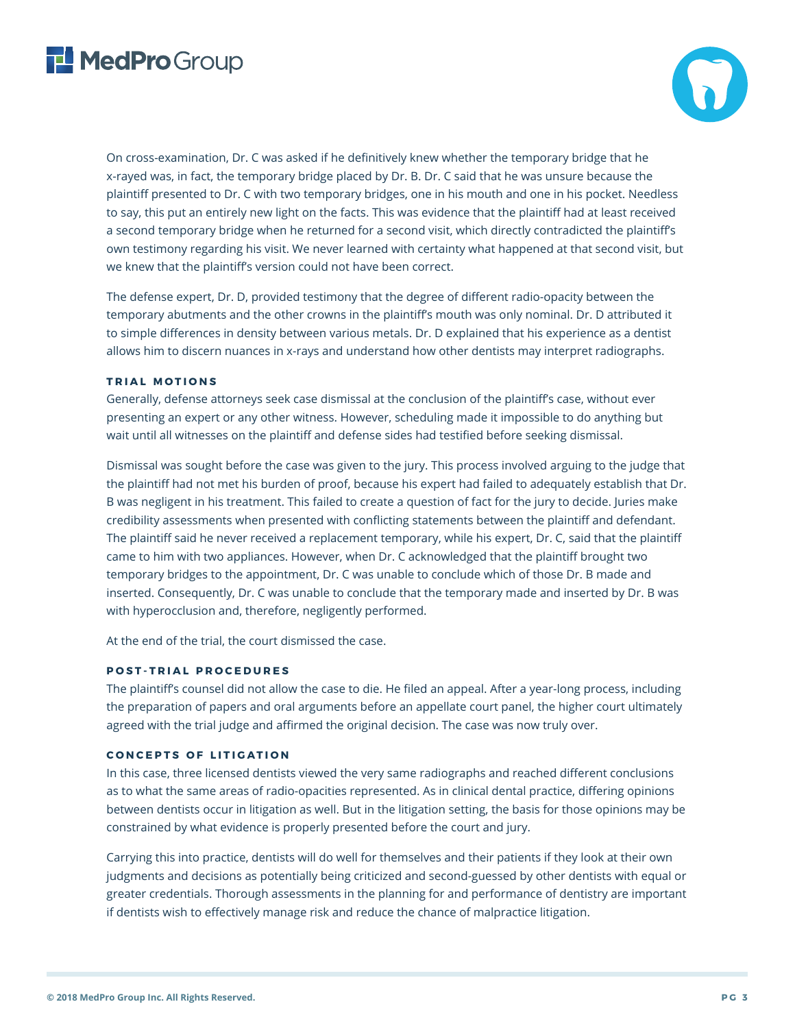On cross-examination, Dr. C was asked if he definitively knew whether the temporary bridge that he x-rayed was, in fact, the temporary bridge placed by Dr. B. Dr. C said that he was unsure because the plaintiff presented to Dr. C with two temporary bridges, one in his mouth and one in his pocket. Needless to say, this put an entirely new light on the facts. This was evidence that the plaintiff had at least received a second temporary bridge when he returned for a second visit, which directly contradicted the plaintiff's own testimony regarding his visit. We never learned with certainty what happened at that second visit, but we knew that the plaintiff's version could not have been correct.

The defense expert, Dr. D, provided testimony that the degree of different radio-opacity between the temporary abutments and the other crowns in the plaintiff's mouth was only nominal. Dr. D attributed it to simple differences in density between various metals. Dr. D explained that his experience as a dentist allows him to discern nuances in x-rays and understand how other dentists may interpret radiographs.

### TRIAL MOTIONS

Generally, defense attorneys seek case dismissal at the conclusion of the plaintiff's case, without ever presenting an expert or any other witness. However, scheduling made it impossible to do anything but wait until all witnesses on the plaintiff and defense sides had testified before seeking dismissal.

Dismissal was sought before the case was given to the jury. This process involved arguing to the judge that the plaintiff had not met his burden of proof, because his expert had failed to adequately establish that Dr. B was negligent in his treatment. This failed to create a question of fact for the jury to decide. Juries make credibility assessments when presented with conflicting statements between the plaintiff and defendant. The plaintiff said he never received a replacement temporary, while his expert, Dr. C, said that the plaintiff came to him with two appliances. However, when Dr. C acknowledged that the plaintiff brought two temporary bridges to the appointment, Dr. C was unable to conclude which of those Dr. B made and inserted. Consequently, Dr. C was unable to conclude that the temporary made and inserted by Dr. B was with hyperocclusion and, therefore, negligently performed.

At the end of the trial, the court dismissed the case.

### POST-TRIAL PROCEDURES

The plaintiff's counsel did not allow the case to die. He filed an appeal. After a year-long process, including the preparation of papers and oral arguments before an appellate court panel, the higher court ultimately agreed with the trial judge and affirmed the original decision. The case was now truly over.

### CONCEPTS OF LITIGATION

In this case, three licensed dentists viewed the very same radiographs and reached different conclusions as to what the same areas of radio-opacities represented. As in clinical dental practice, differing opinions between dentists occur in litigation as well. But in the litigation setting, the basis for those opinions may be constrained by what evidence is properly presented before the court and jury.

Carrying this into practice, dentists will do well for themselves and their patients if they look at their own judgments and decisions as potentially being criticized and second-guessed by other dentists with equal or greater credentials. Thorough assessments in the planning for and performance of dentistry are important if dentists wish to effectively manage risk and reduce the chance of malpractice litigation.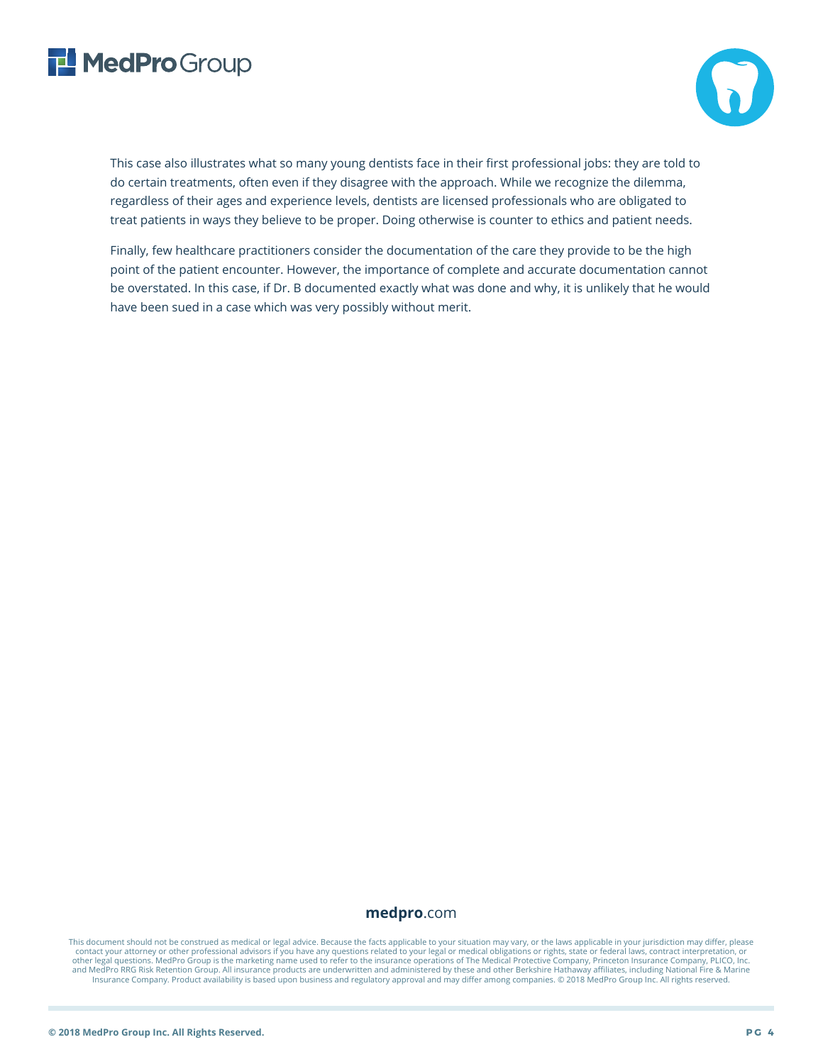This case also illustrates what so many young dentists face in their first professional jobs: they are told to do certain treatments, often even if they disagree with the approach. While we recognize the dilemma, regardless of their ages and experience levels, dentists are licensed professionals who are obligated to treat patients in ways they believe to be proper. Doing otherwise is counter to ethics and patient needs.

Finally, few healthcare practitioners consider the documentation of the care they provide to be the high point of the patient encounter. However, the importance of complete and accurate documentation cannot be overstated. In this case, if Dr. B documented exactly what was done and why, it is unlikely that he would have been sued in a case which was very possibly without merit.

**medpro**.com

This document should not be construed as medical or legal advice. Because the facts applicable to your situation may vary, or the laws applicable in your jurisdiction may differ, please contact your attorney or other professional advisors if you have any questions related to your legal or medical obligations or rights, state or federal laws, contract interpretation, or other legal questions. MedPro Group is the marketing name used to refer to the insurance operations of The Medical Protective Company, Princeton Insurance Company, PLICO, Inc. and MedPro RRG Risk Retention Group. All insurance products are underwritten and administered by these and other Berkshire Hathaway affiliates, including National Fire & Marine Insurance Company. Product availability is based upon business and regulatory approval and may differ among companies. © 2018 MedPro Group Inc. All rights reserved.